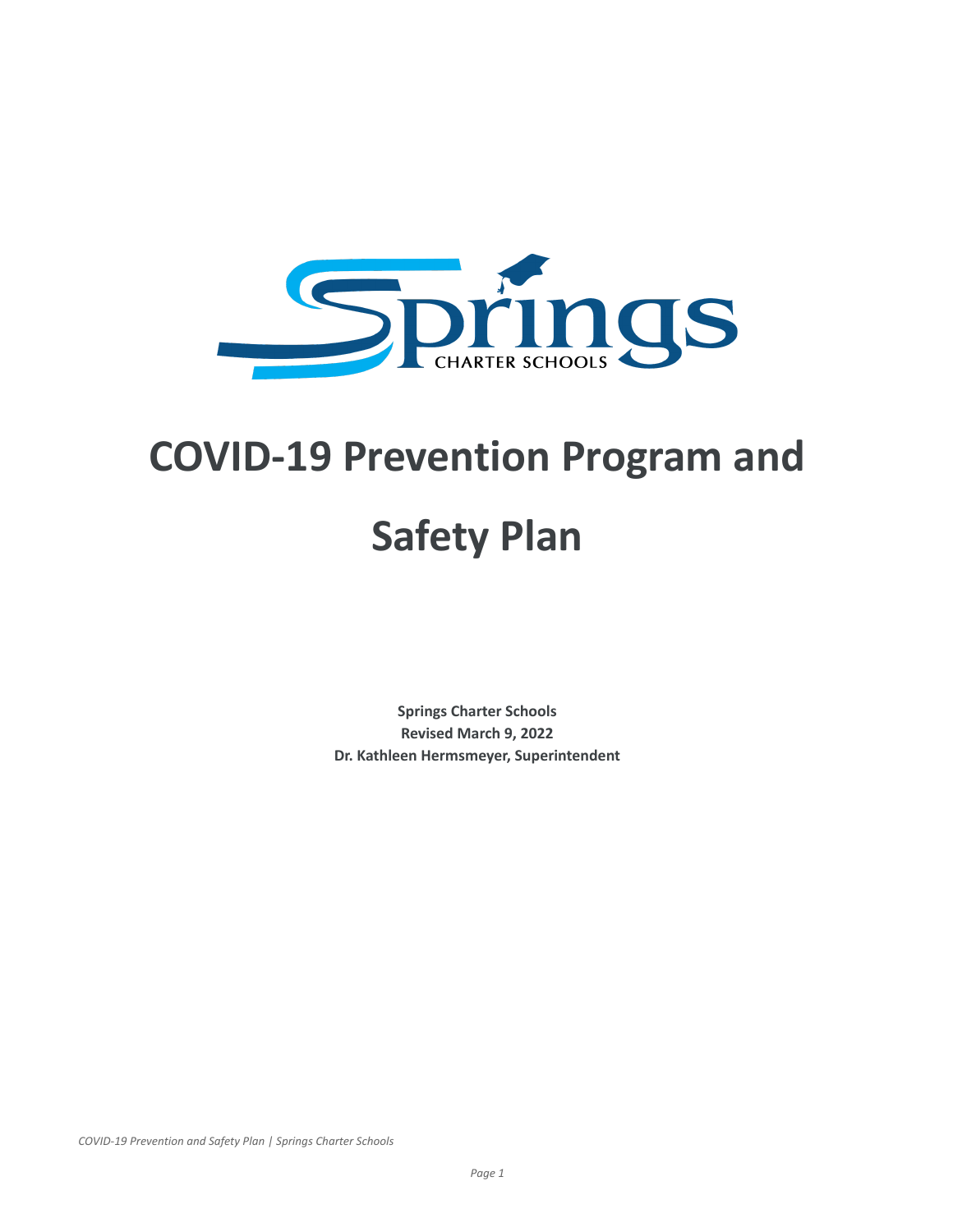# COVID-19 Prevention Program and Safety Plan

**Springs Charter Schools**
**Revised March 9, 2022**
**Dr. Kathleen Hermsmeyer, Superintendent**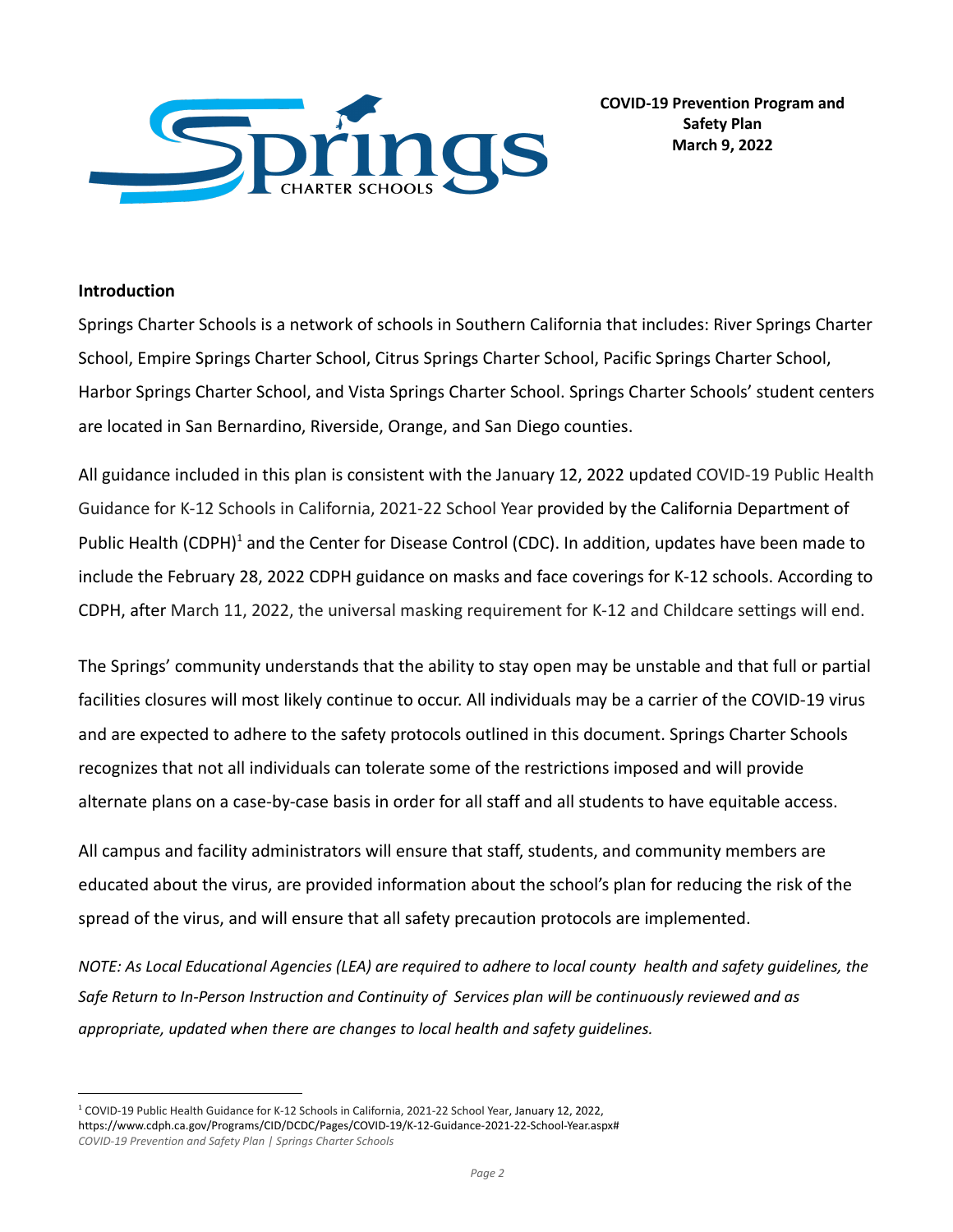**COVID-19 Prevention Program and Safety Plan**
**March 9, 2022**

## Introduction

Springs Charter Schools is a network of schools in Southern California that includes: River Springs Charter School, Empire Springs Charter School, Citrus Springs Charter School, Pacific Springs Charter School, Harbor Springs Charter School, and Vista Springs Charter School. Springs Charter Schools' student centers are located in San Bernardino, Riverside, Orange, and San Diego counties.

All guidance included in this plan is consistent with the January 12, 2022 updated COVID-19 Public Health Guidance for K-12 Schools in California, 2021-22 School Year provided by the California Department of Public Health (CDPH)[1] and the Center for Disease Control (CDC). In addition, updates have been made to include the February 28, 2022 CDPH guidance on masks and face coverings for K-12 schools. According to CDPH, after March 11, 2022, the universal masking requirement for K-12 and Childcare settings will end.

The Springs' community understands that the ability to stay open may be unstable and that full or partial facilities closures will most likely continue to occur. All individuals may be a carrier of the COVID-19 virus and are expected to adhere to the safety protocols outlined in this document. Springs Charter Schools recognizes that not all individuals can tolerate some of the restrictions imposed and will provide alternate plans on a case-by-case basis in order for all staff and all students to have equitable access.

All campus and facility administrators will ensure that staff, students, and community members are educated about the virus, are provided information about the school's plan for reducing the risk of the spread of the virus, and will ensure that all safety precaution protocols are implemented.

*NOTE: As Local Educational Agencies (LEA) are required to adhere to local county health and safety guidelines, the Safe Return to In-Person Instruction and Continuity of Services plan will be continuously reviewed and as appropriate, updated when there are changes to local health and safety guidelines.*

[1] COVID-19 Public Health Guidance for K-12 Schools in California, 2021-22 School Year, January 12, 2022, https://www.cdph.ca.gov/Programs/CID/DCDC/Pages/COVID-19/K-12-Guidance-2021-22-School-Year.aspx#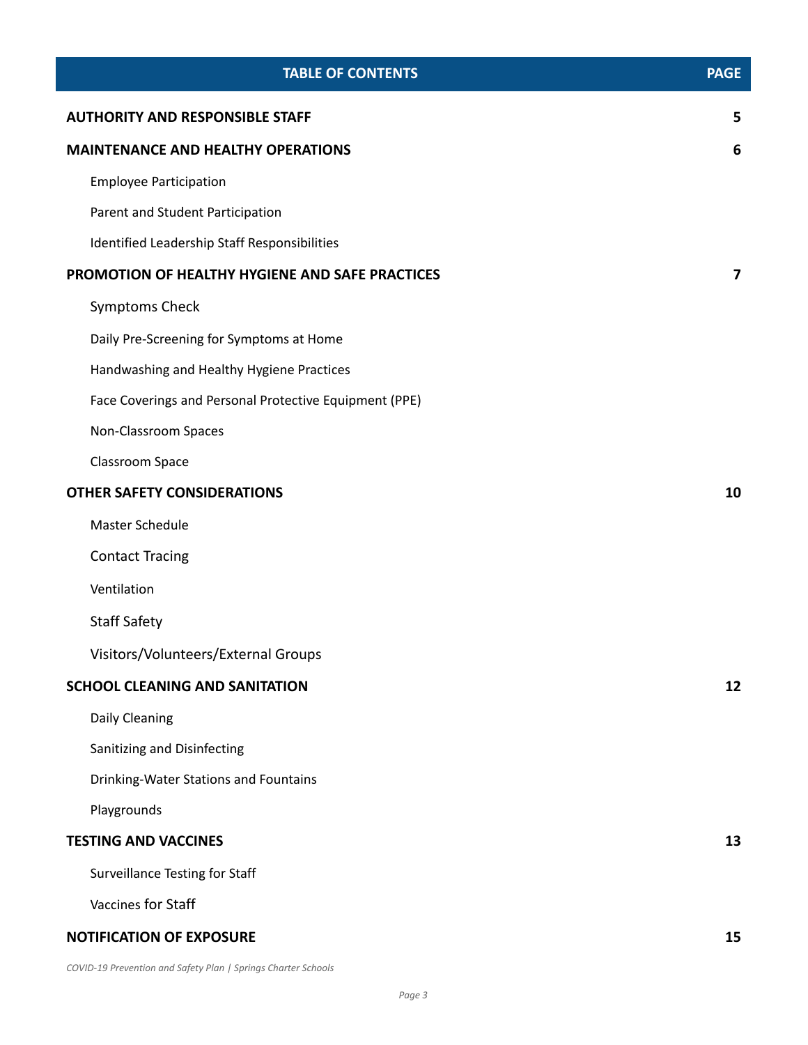| TABLE OF CONTENTS | PAGE |
| --- | --- |
| **AUTHORITY AND RESPONSIBLE STAFF** | **5** |
| **MAINTENANCE AND HEALTHY OPERATIONS** | **6** |
| Employee Participation | |
| Parent and Student Participation | |
| Identified Leadership Staff Responsibilities | |
| **PROMOTION OF HEALTHY HYGIENE AND SAFE PRACTICES** | **7** |
| Symptoms Check | |
| Daily Pre-Screening for Symptoms at Home | |
| Handwashing and Healthy Hygiene Practices | |
| Face Coverings and Personal Protective Equipment (PPE) | |
| Non-Classroom Spaces | |
| Classroom Space | |
| **OTHER SAFETY CONSIDERATIONS** | **10** |
| Master Schedule | |
| Contact Tracing | |
| Ventilation | |
| Staff Safety | |
| Visitors/Volunteers/External Groups | |
| **SCHOOL CLEANING AND SANITATION** | **12** |
| Daily Cleaning | |
| Sanitizing and Disinfecting | |
| Drinking-Water Stations and Fountains | |
| Playgrounds | |
| **TESTING AND VACCINES** | **13** |
| Surveillance Testing for Staff | |
| Vaccines for Staff | |
| **NOTIFICATION OF EXPOSURE** | **15** |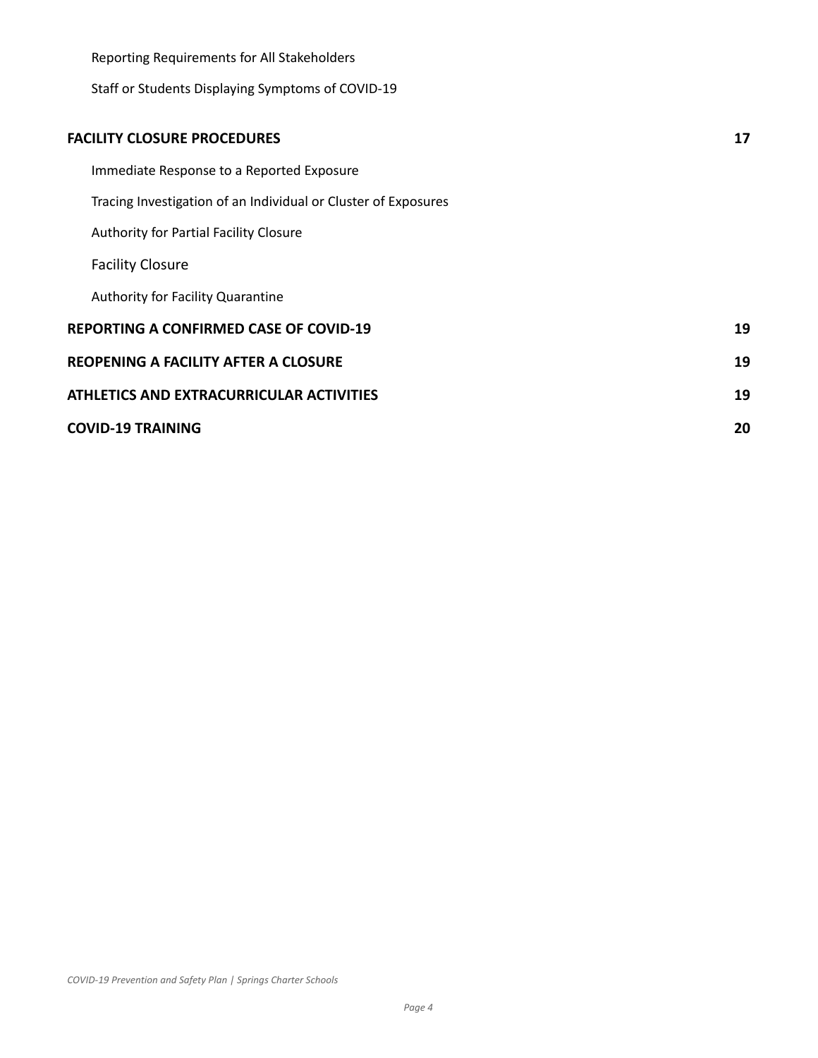Reporting Requirements for All Stakeholders

Staff or Students Displaying Symptoms of COVID-19

**FACILITY CLOSURE PROCEDURES** **17**

Immediate Response to a Reported Exposure

Tracing Investigation of an Individual or Cluster of Exposures

Authority for Partial Facility Closure

Facility Closure

Authority for Facility Quarantine

**REPORTING A CONFIRMED CASE OF COVID-19** **19**

**REOPENING A FACILITY AFTER A CLOSURE** **19**

**ATHLETICS AND EXTRACURRICULAR ACTIVITIES** **19**

**COVID-19 TRAINING** **20**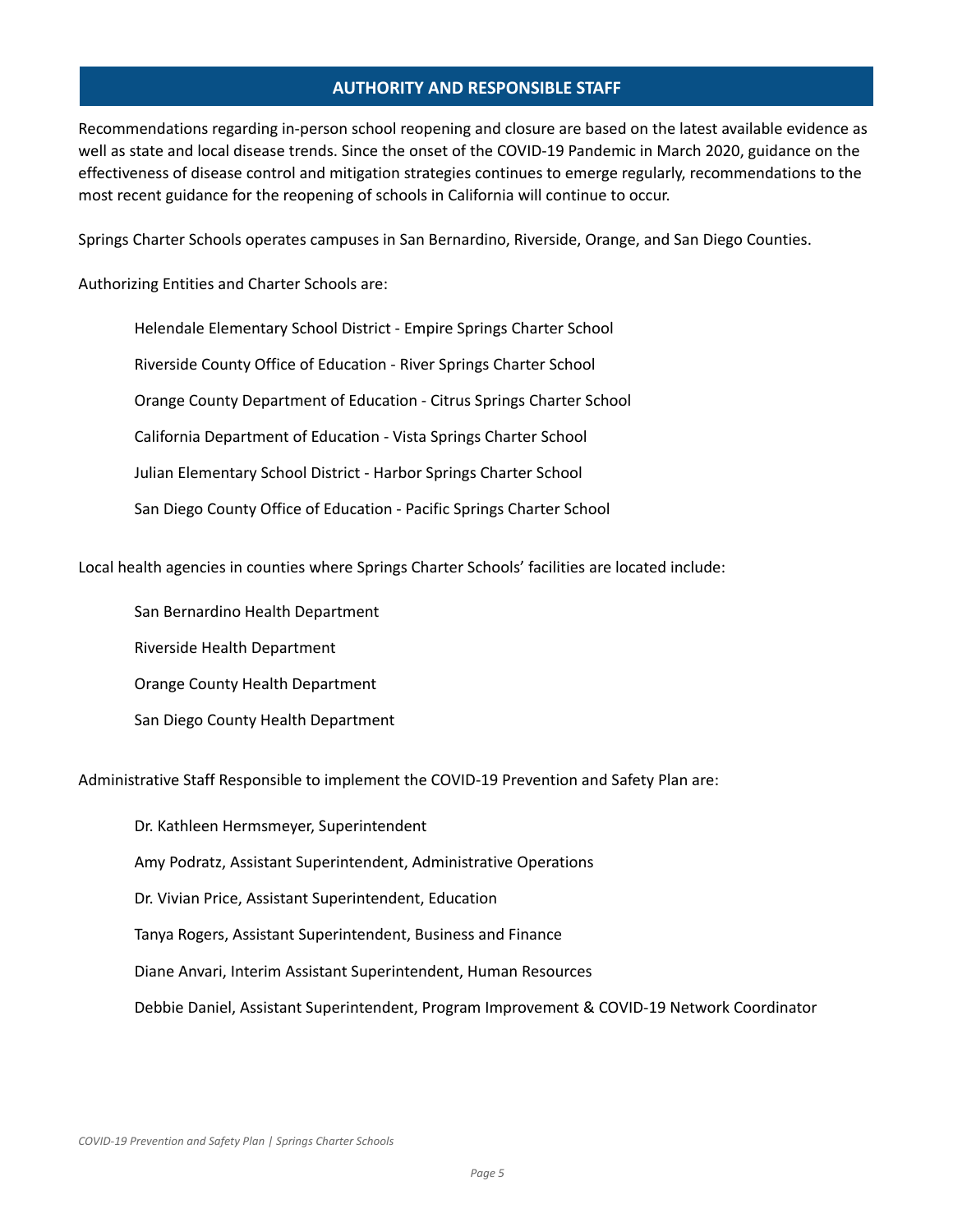## AUTHORITY AND RESPONSIBLE STAFF

Recommendations regarding in-person school reopening and closure are based on the latest available evidence as well as state and local disease trends. Since the onset of the COVID-19 Pandemic in March 2020, guidance on the effectiveness of disease control and mitigation strategies continues to emerge regularly, recommendations to the most recent guidance for the reopening of schools in California will continue to occur.

Springs Charter Schools operates campuses in San Bernardino, Riverside, Orange, and San Diego Counties.

Authorizing Entities and Charter Schools are:

Helendale Elementary School District - Empire Springs Charter School

Riverside County Office of Education - River Springs Charter School

Orange County Department of Education - Citrus Springs Charter School

California Department of Education - Vista Springs Charter School

Julian Elementary School District - Harbor Springs Charter School

San Diego County Office of Education - Pacific Springs Charter School

Local health agencies in counties where Springs Charter Schools' facilities are located include:

San Bernardino Health Department

Riverside Health Department

Orange County Health Department

San Diego County Health Department

Administrative Staff Responsible to implement the COVID-19 Prevention and Safety Plan are:

Dr. Kathleen Hermsmeyer, Superintendent

Amy Podratz, Assistant Superintendent, Administrative Operations

Dr. Vivian Price, Assistant Superintendent, Education

Tanya Rogers, Assistant Superintendent, Business and Finance

Diane Anvari, Interim Assistant Superintendent, Human Resources

Debbie Daniel, Assistant Superintendent, Program Improvement & COVID-19 Network Coordinator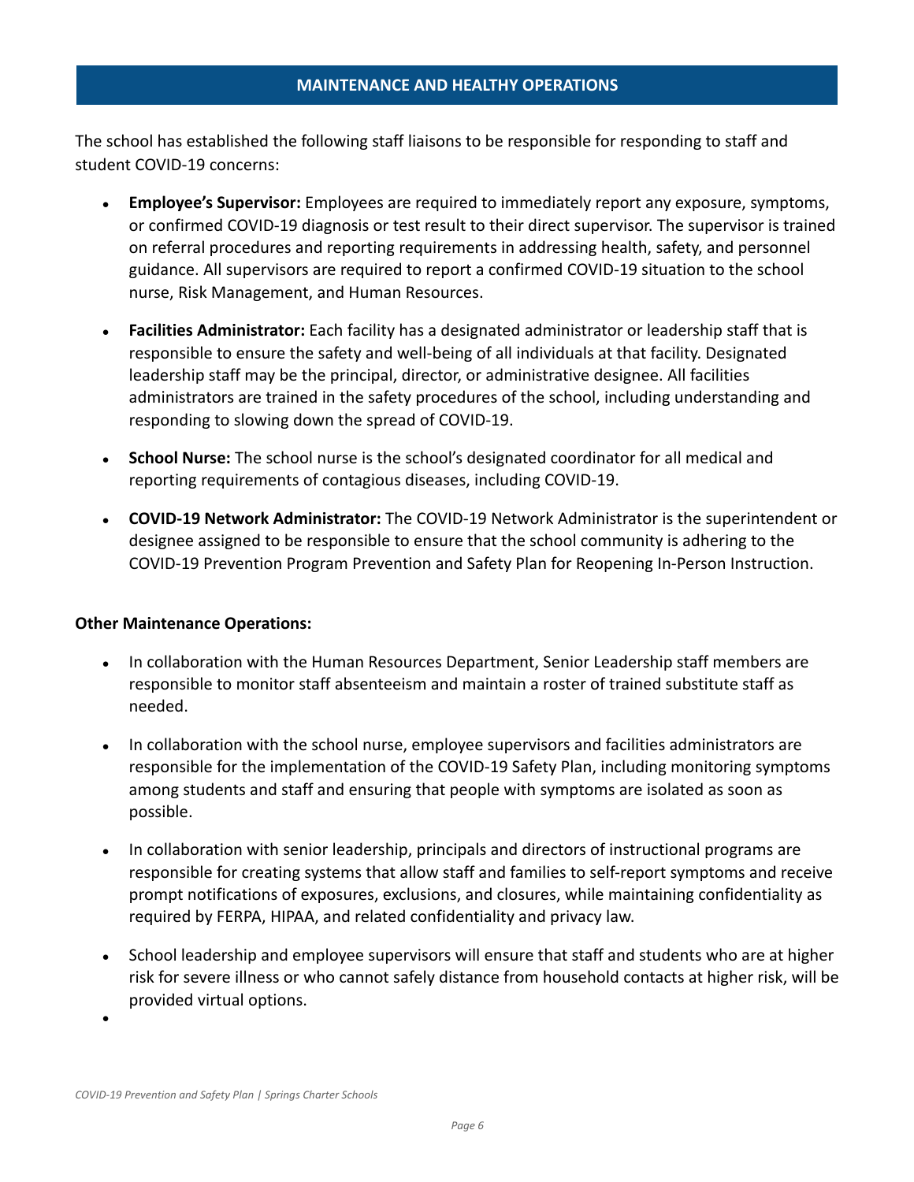## MAINTENANCE AND HEALTHY OPERATIONS

The school has established the following staff liaisons to be responsible for responding to staff and student COVID-19 concerns:

- **Employee's Supervisor:** Employees are required to immediately report any exposure, symptoms, or confirmed COVID-19 diagnosis or test result to their direct supervisor. The supervisor is trained on referral procedures and reporting requirements in addressing health, safety, and personnel guidance. All supervisors are required to report a confirmed COVID-19 situation to the school nurse, Risk Management, and Human Resources.
- **Facilities Administrator:** Each facility has a designated administrator or leadership staff that is responsible to ensure the safety and well-being of all individuals at that facility. Designated leadership staff may be the principal, director, or administrative designee. All facilities administrators are trained in the safety procedures of the school, including understanding and responding to slowing down the spread of COVID-19.
- **School Nurse:** The school nurse is the school's designated coordinator for all medical and reporting requirements of contagious diseases, including COVID-19.
- **COVID-19 Network Administrator:** The COVID-19 Network Administrator is the superintendent or designee assigned to be responsible to ensure that the school community is adhering to the COVID-19 Prevention Program Prevention and Safety Plan for Reopening In-Person Instruction.

**Other Maintenance Operations:**

- In collaboration with the Human Resources Department, Senior Leadership staff members are responsible to monitor staff absenteeism and maintain a roster of trained substitute staff as needed.
- In collaboration with the school nurse, employee supervisors and facilities administrators are responsible for the implementation of the COVID-19 Safety Plan, including monitoring symptoms among students and staff and ensuring that people with symptoms are isolated as soon as possible.
- In collaboration with senior leadership, principals and directors of instructional programs are responsible for creating systems that allow staff and families to self-report symptoms and receive prompt notifications of exposures, exclusions, and closures, while maintaining confidentiality as required by FERPA, HIPAA, and related confidentiality and privacy law.
- School leadership and employee supervisors will ensure that staff and students who are at higher risk for severe illness or who cannot safely distance from household contacts at higher risk, will be provided virtual options.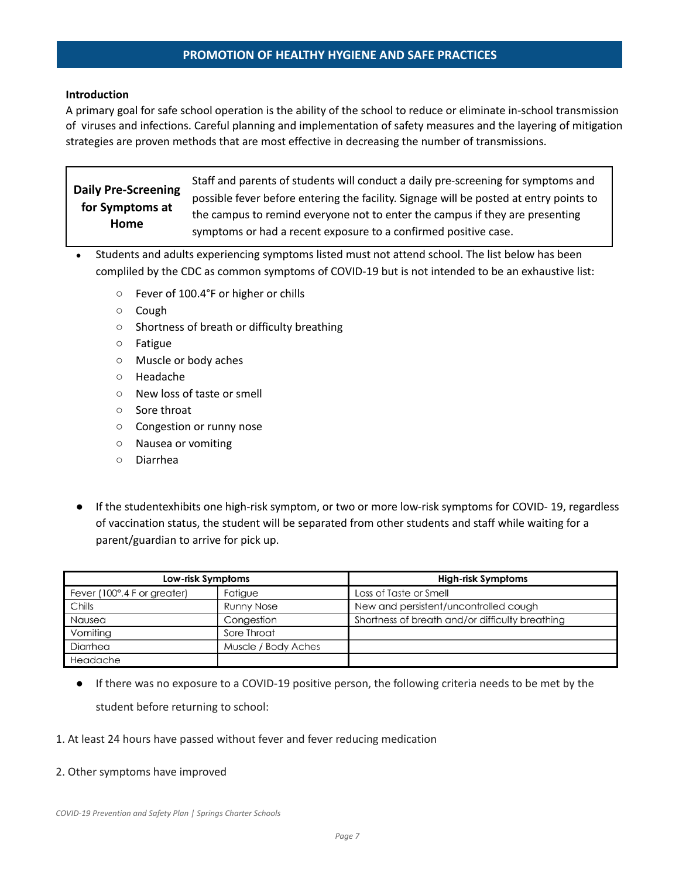## PROMOTION OF HEALTHY HYGIENE AND SAFE PRACTICES

**Introduction**

A primary goal for safe school operation is the ability of the school to reduce or eliminate in-school transmission of viruses and infections. Careful planning and implementation of safety measures and the layering of mitigation strategies are proven methods that are most effective in decreasing the number of transmissions.

| **Daily Pre-Screening for Symptoms at Home** | Staff and parents of students will conduct a daily pre-screening for symptoms and possible fever before entering the facility. Signage will be posted at entry points to the campus to remind everyone not to enter the campus if they are presenting symptoms or had a recent exposure to a confirmed positive case. |
|---|---|

- Students and adults experiencing symptoms listed must not attend school. The list below has been compliled by the CDC as common symptoms of COVID-19 but is not intended to be an exhaustive list:
  - Fever of 100.4°F or higher or chills
  - Cough
  - Shortness of breath or difficulty breathing
  - Fatigue
  - Muscle or body aches
  - Headache
  - New loss of taste or smell
  - Sore throat
  - Congestion or runny nose
  - Nausea or vomiting
  - Diarrhea

- If the studentexhibits one high-risk symptom, or two or more low-risk symptoms for COVID- 19, regardless of vaccination status, the student will be separated from other students and staff while waiting for a parent/guardian to arrive for pick up.

| **Low-risk Symptoms** | | **High-risk Symptoms** |
|---|---|---|
| Fever (100°.4 F or greater) | Fatigue | Loss of Taste or Smell |
| Chills | Runny Nose | New and persistent/uncontrolled cough |
| Nausea | Congestion | Shortness of breath and/or difficulty breathing |
| Vomiting | Sore Throat | |
| Diarrhea | Muscle / Body Aches | |
| Headache | | |

- If there was no exposure to a COVID-19 positive person, the following criteria needs to be met by the student before returning to school:

1. At least 24 hours have passed without fever and fever reducing medication
2. Other symptoms have improved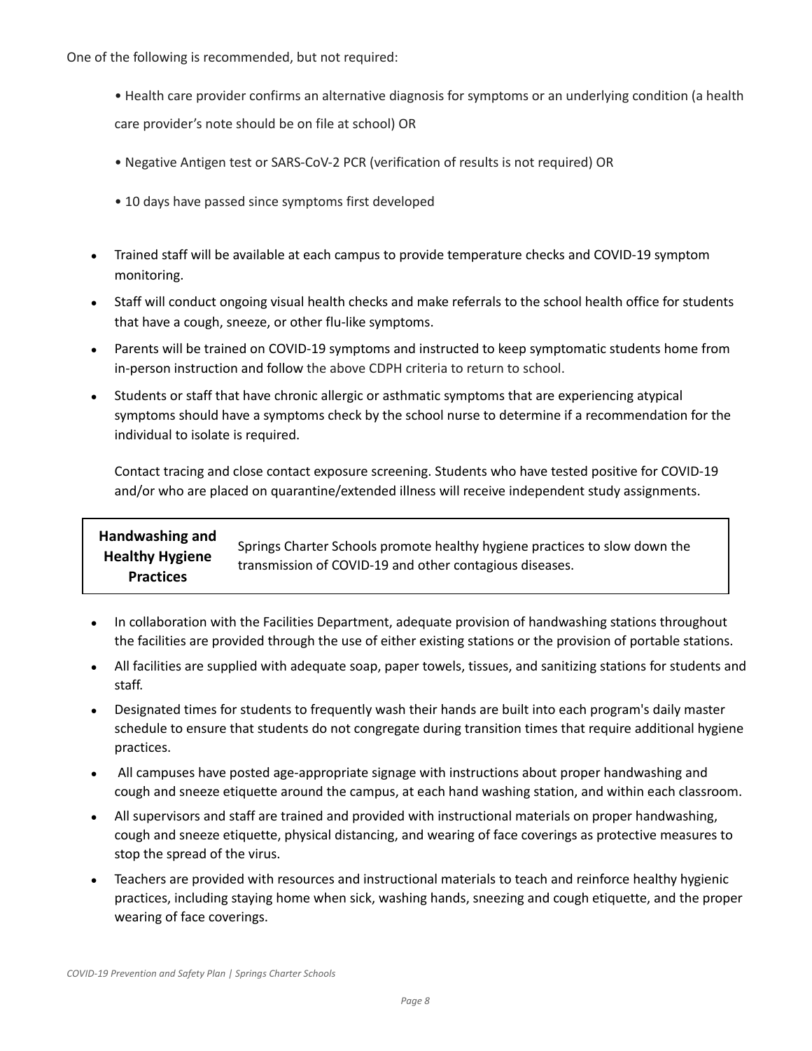One of the following is recommended, but not required:

- Health care provider confirms an alternative diagnosis for symptoms or an underlying condition (a health care provider's note should be on file at school) OR
- Negative Antigen test or SARS-CoV-2 PCR (verification of results is not required) OR
- 10 days have passed since symptoms first developed

- Trained staff will be available at each campus to provide temperature checks and COVID-19 symptom monitoring.
- Staff will conduct ongoing visual health checks and make referrals to the school health office for students that have a cough, sneeze, or other flu-like symptoms.
- Parents will be trained on COVID-19 symptoms and instructed to keep symptomatic students home from in-person instruction and follow the above CDPH criteria to return to school.
- Students or staff that have chronic allergic or asthmatic symptoms that are experiencing atypical symptoms should have a symptoms check by the school nurse to determine if a recommendation for the individual to isolate is required.

  Contact tracing and close contact exposure screening. Students who have tested positive for COVID-19 and/or who are placed on quarantine/extended illness will receive independent study assignments.

| **Handwashing and Healthy Hygiene Practices** | Springs Charter Schools promote healthy hygiene practices to slow down the transmission of COVID-19 and other contagious diseases. |
|---|---|

- In collaboration with the Facilities Department, adequate provision of handwashing stations throughout the facilities are provided through the use of either existing stations or the provision of portable stations.
- All facilities are supplied with adequate soap, paper towels, tissues, and sanitizing stations for students and staff.
- Designated times for students to frequently wash their hands are built into each program's daily master schedule to ensure that students do not congregate during transition times that require additional hygiene practices.
- All campuses have posted age-appropriate signage with instructions about proper handwashing and cough and sneeze etiquette around the campus, at each hand washing station, and within each classroom.
- All supervisors and staff are trained and provided with instructional materials on proper handwashing, cough and sneeze etiquette, physical distancing, and wearing of face coverings as protective measures to stop the spread of the virus.
- Teachers are provided with resources and instructional materials to teach and reinforce healthy hygienic practices, including staying home when sick, washing hands, sneezing and cough etiquette, and the proper wearing of face coverings.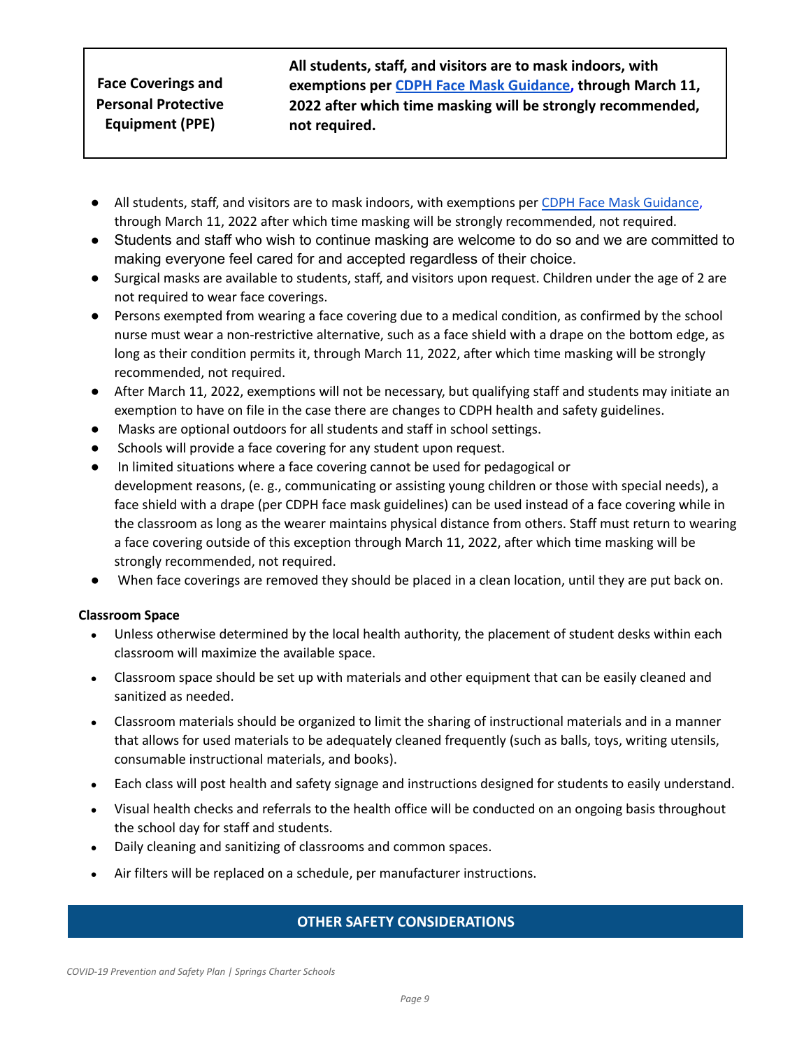| Face Coverings and Personal Protective Equipment (PPE) | **All students, staff, and visitors are to mask indoors, with exemptions per [CDPH Face Mask Guidance](), through March 11, 2022 after which time masking will be strongly recommended, not required.** |
|---|---|

- All students, staff, and visitors are to mask indoors, with exemptions per [CDPH Face Mask Guidance](), through March 11, 2022 after which time masking will be strongly recommended, not required.
- Students and staff who wish to continue masking are welcome to do so and we are committed to making everyone feel cared for and accepted regardless of their choice.
- Surgical masks are available to students, staff, and visitors upon request. Children under the age of 2 are not required to wear face coverings.
- Persons exempted from wearing a face covering due to a medical condition, as confirmed by the school nurse must wear a non-restrictive alternative, such as a face shield with a drape on the bottom edge, as long as their condition permits it, through March 11, 2022, after which time masking will be strongly recommended, not required.
- After March 11, 2022, exemptions will not be necessary, but qualifying staff and students may initiate an exemption to have on file in the case there are changes to CDPH health and safety guidelines.
- Masks are optional outdoors for all students and staff in school settings.
- Schools will provide a face covering for any student upon request.
- In limited situations where a face covering cannot be used for pedagogical or development reasons, (e. g., communicating or assisting young children or those with special needs), a face shield with a drape (per CDPH face mask guidelines) can be used instead of a face covering while in the classroom as long as the wearer maintains physical distance from others. Staff must return to wearing a face covering outside of this exception through March 11, 2022, after which time masking will be strongly recommended, not required.
- When face coverings are removed they should be placed in a clean location, until they are put back on.

**Classroom Space**

- Unless otherwise determined by the local health authority, the placement of student desks within each classroom will maximize the available space.
- Classroom space should be set up with materials and other equipment that can be easily cleaned and sanitized as needed.
- Classroom materials should be organized to limit the sharing of instructional materials and in a manner that allows for used materials to be adequately cleaned frequently (such as balls, toys, writing utensils, consumable instructional materials, and books).
- Each class will post health and safety signage and instructions designed for students to easily understand.
- Visual health checks and referrals to the health office will be conducted on an ongoing basis throughout the school day for staff and students.
- Daily cleaning and sanitizing of classrooms and common spaces.
- Air filters will be replaced on a schedule, per manufacturer instructions.

## OTHER SAFETY CONSIDERATIONS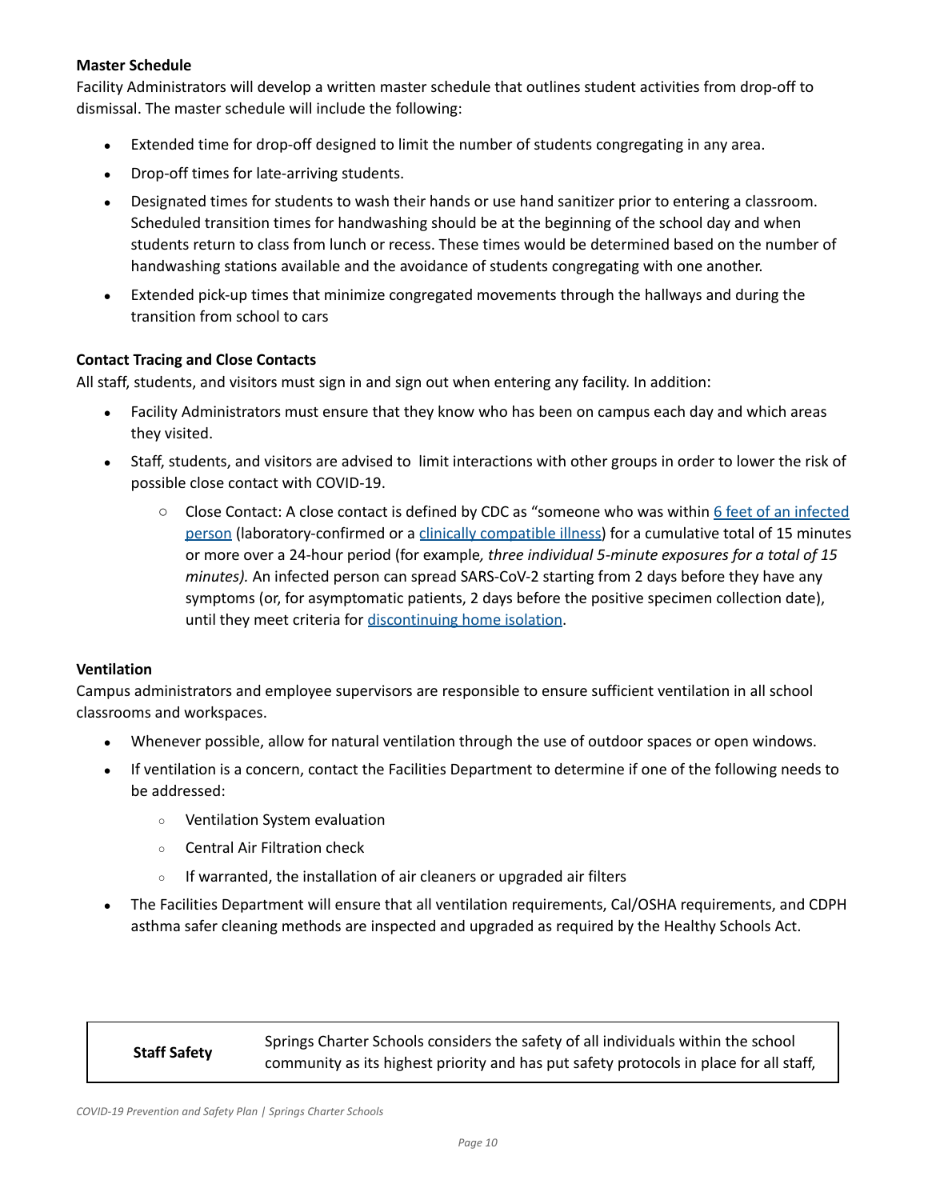**Master Schedule**

Facility Administrators will develop a written master schedule that outlines student activities from drop-off to dismissal. The master schedule will include the following:

- Extended time for drop-off designed to limit the number of students congregating in any area.
- Drop-off times for late-arriving students.
- Designated times for students to wash their hands or use hand sanitizer prior to entering a classroom. Scheduled transition times for handwashing should be at the beginning of the school day and when students return to class from lunch or recess. These times would be determined based on the number of handwashing stations available and the avoidance of students congregating with one another.
- Extended pick-up times that minimize congregated movements through the hallways and during the transition from school to cars

**Contact Tracing and Close Contacts**

All staff, students, and visitors must sign in and sign out when entering any facility. In addition:

- Facility Administrators must ensure that they know who has been on campus each day and which areas they visited.
- Staff, students, and visitors are advised to limit interactions with other groups in order to lower the risk of possible close contact with COVID-19.
    - Close Contact: A close contact is defined by CDC as "someone who was within 6 feet of an infected person (laboratory-confirmed or a clinically compatible illness) for a cumulative total of 15 minutes or more over a 24-hour period (for example*, three individual 5-minute exposures for a total of 15 minutes).* An infected person can spread SARS-CoV-2 starting from 2 days before they have any symptoms (or, for asymptomatic patients, 2 days before the positive specimen collection date), until they meet criteria for discontinuing home isolation.

**Ventilation**

Campus administrators and employee supervisors are responsible to ensure sufficient ventilation in all school classrooms and workspaces.

- Whenever possible, allow for natural ventilation through the use of outdoor spaces or open windows.
- If ventilation is a concern, contact the Facilities Department to determine if one of the following needs to be addressed:
    - Ventilation System evaluation
    - Central Air Filtration check
    - If warranted, the installation of air cleaners or upgraded air filters
- The Facilities Department will ensure that all ventilation requirements, Cal/OSHA requirements, and CDPH asthma safer cleaning methods are inspected and upgraded as required by the Healthy Schools Act.

| **Staff Safety** | Springs Charter Schools considers the safety of all individuals within the school community as its highest priority and has put safety protocols in place for all staff, |
|---|---|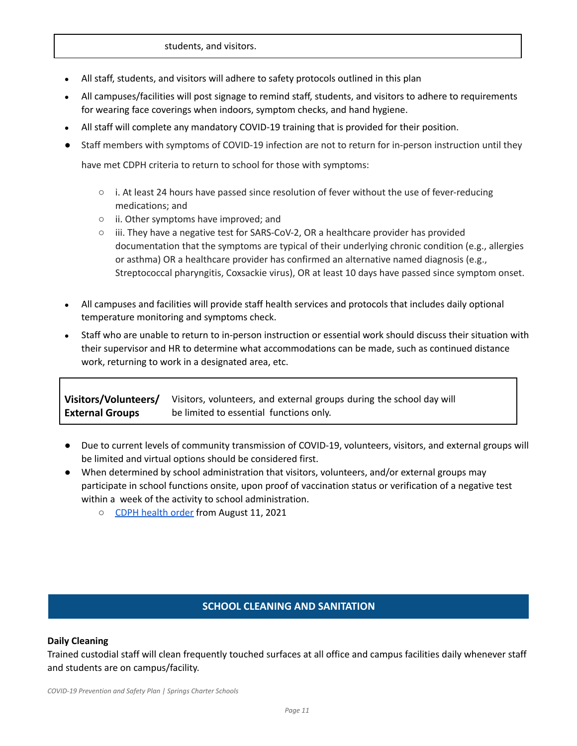| | students, and visitors. |
|---|---|

- All staff, students, and visitors will adhere to safety protocols outlined in this plan
- All campuses/facilities will post signage to remind staff, students, and visitors to adhere to requirements for wearing face coverings when indoors, symptom checks, and hand hygiene.
- All staff will complete any mandatory COVID-19 training that is provided for their position.
- Staff members with symptoms of COVID-19 infection are not to return for in-person instruction until they have met CDPH criteria to return to school for those with symptoms:
  - i. At least 24 hours have passed since resolution of fever without the use of fever-reducing medications; and
  - ii. Other symptoms have improved; and
  - iii. They have a negative test for SARS-CoV-2, OR a healthcare provider has provided documentation that the symptoms are typical of their underlying chronic condition (e.g., allergies or asthma) OR a healthcare provider has confirmed an alternative named diagnosis (e.g., Streptococcal pharyngitis, Coxsackie virus), OR at least 10 days have passed since symptom onset.
- All campuses and facilities will provide staff health services and protocols that includes daily optional temperature monitoring and symptoms check.
- Staff who are unable to return to in-person instruction or essential work should discuss their situation with their supervisor and HR to determine what accommodations can be made, such as continued distance work, returning to work in a designated area, etc.

| **Visitors/Volunteers/ External Groups** | Visitors, volunteers, and external groups during the school day will be limited to essential functions only. |
|---|---|

- Due to current levels of community transmission of COVID-19, volunteers, visitors, and external groups will be limited and virtual options should be considered first.
- When determined by school administration that visitors, volunteers, and/or external groups may participate in school functions onsite, upon proof of vaccination status or verification of a negative test within a week of the activity to school administration.
  - CDPH health order from August 11, 2021

## SCHOOL CLEANING AND SANITATION

**Daily Cleaning**

Trained custodial staff will clean frequently touched surfaces at all office and campus facilities daily whenever staff and students are on campus/facility.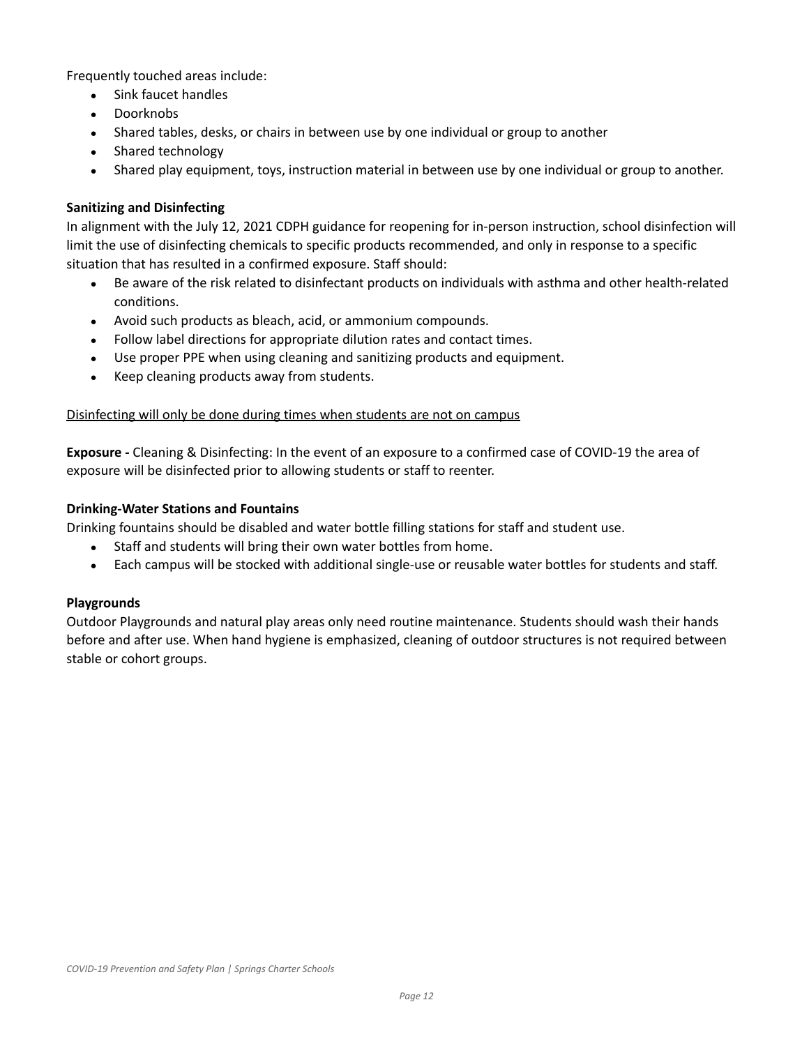Frequently touched areas include:

- Sink faucet handles
- Doorknobs
- Shared tables, desks, or chairs in between use by one individual or group to another
- Shared technology
- Shared play equipment, toys, instruction material in between use by one individual or group to another.

**Sanitizing and Disinfecting**

In alignment with the July 12, 2021 CDPH guidance for reopening for in-person instruction, school disinfection will limit the use of disinfecting chemicals to specific products recommended, and only in response to a specific situation that has resulted in a confirmed exposure. Staff should:

- Be aware of the risk related to disinfectant products on individuals with asthma and other health-related conditions.
- Avoid such products as bleach, acid, or ammonium compounds.
- Follow label directions for appropriate dilution rates and contact times.
- Use proper PPE when using cleaning and sanitizing products and equipment.
- Keep cleaning products away from students.

<u>Disinfecting will only be done during times when students are not on campus</u>

**Exposure -** Cleaning & Disinfecting: In the event of an exposure to a confirmed case of COVID-19 the area of exposure will be disinfected prior to allowing students or staff to reenter.

**Drinking-Water Stations and Fountains**

Drinking fountains should be disabled and water bottle filling stations for staff and student use.

- Staff and students will bring their own water bottles from home.
- Each campus will be stocked with additional single-use or reusable water bottles for students and staff.

**Playgrounds**

Outdoor Playgrounds and natural play areas only need routine maintenance. Students should wash their hands before and after use. When hand hygiene is emphasized, cleaning of outdoor structures is not required between stable or cohort groups.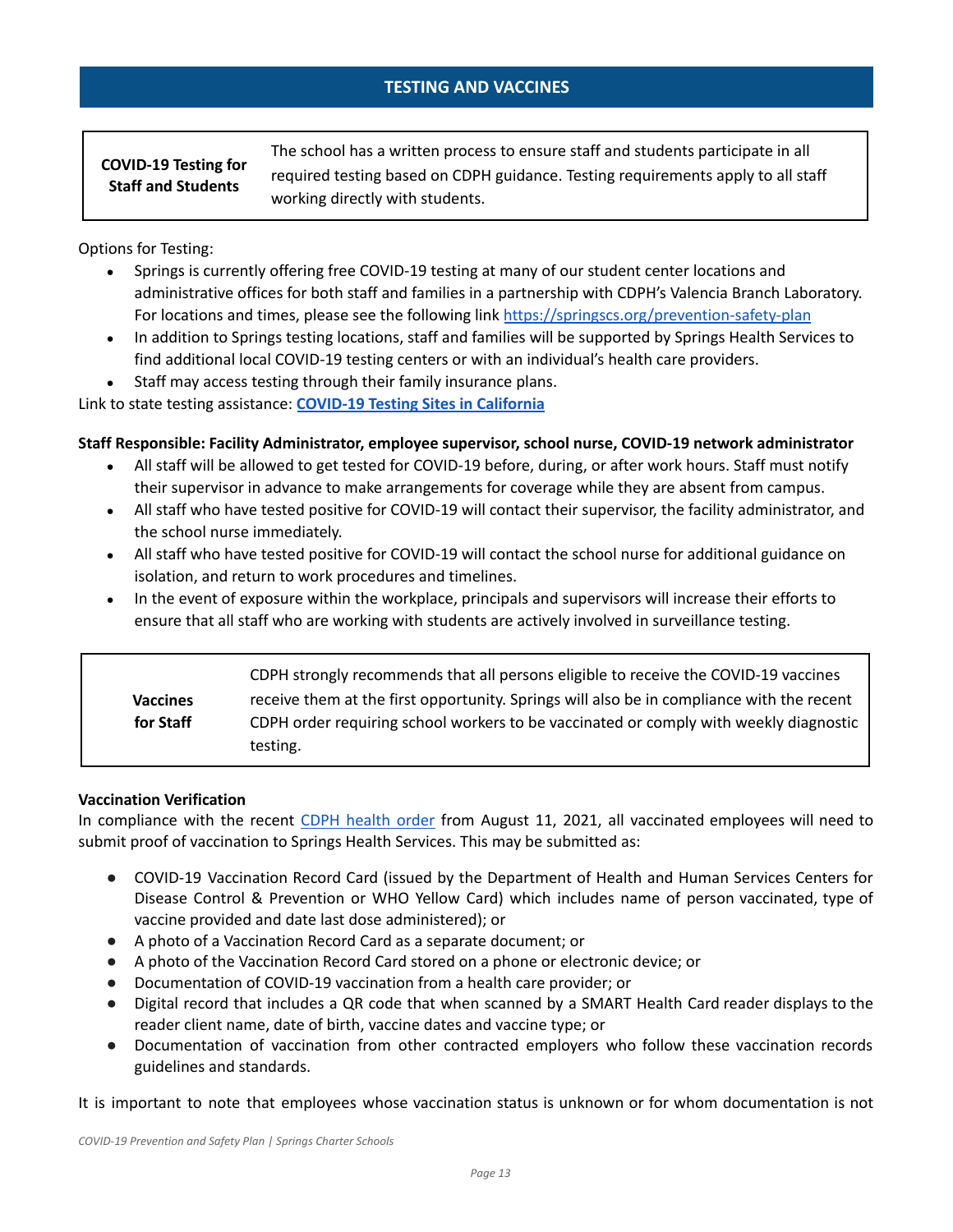## TESTING AND VACCINES

| **COVID-19 Testing for Staff and Students** | The school has a written process to ensure staff and students participate in all required testing based on CDPH guidance. Testing requirements apply to all staff working directly with students. |
|---|---|

Options for Testing:

- Springs is currently offering free COVID-19 testing at many of our student center locations and administrative offices for both staff and families in a partnership with CDPH's Valencia Branch Laboratory. For locations and times, please see the following link [https://springscs.org/prevention-safety-plan](https://springscs.org/prevention-safety-plan)
- In addition to Springs testing locations, staff and families will be supported by Springs Health Services to find additional local COVID-19 testing centers or with an individual's health care providers.
- Staff may access testing through their family insurance plans.

Link to state testing assistance: **COVID-19 Testing Sites in California**

**Staff Responsible: Facility Administrator, employee supervisor, school nurse, COVID-19 network administrator**

- All staff will be allowed to get tested for COVID-19 before, during, or after work hours. Staff must notify their supervisor in advance to make arrangements for coverage while they are absent from campus.
- All staff who have tested positive for COVID-19 will contact their supervisor, the facility administrator, and the school nurse immediately.
- All staff who have tested positive for COVID-19 will contact the school nurse for additional guidance on isolation, and return to work procedures and timelines.
- In the event of exposure within the workplace, principals and supervisors will increase their efforts to ensure that all staff who are working with students are actively involved in surveillance testing.

| **Vaccines for Staff** | CDPH strongly recommends that all persons eligible to receive the COVID-19 vaccines receive them at the first opportunity. Springs will also be in compliance with the recent CDPH order requiring school workers to be vaccinated or comply with weekly diagnostic testing. |
|---|---|

**Vaccination Verification**

In compliance with the recent CDPH health order from August 11, 2021, all vaccinated employees will need to submit proof of vaccination to Springs Health Services. This may be submitted as:

- COVID-19 Vaccination Record Card (issued by the Department of Health and Human Services Centers for Disease Control & Prevention or WHO Yellow Card) which includes name of person vaccinated, type of vaccine provided and date last dose administered); or
- A photo of a Vaccination Record Card as a separate document; or
- A photo of the Vaccination Record Card stored on a phone or electronic device; or
- Documentation of COVID-19 vaccination from a health care provider; or
- Digital record that includes a QR code that when scanned by a SMART Health Card reader displays to the reader client name, date of birth, vaccine dates and vaccine type; or
- Documentation of vaccination from other contracted employers who follow these vaccination records guidelines and standards.

It is important to note that employees whose vaccination status is unknown or for whom documentation is not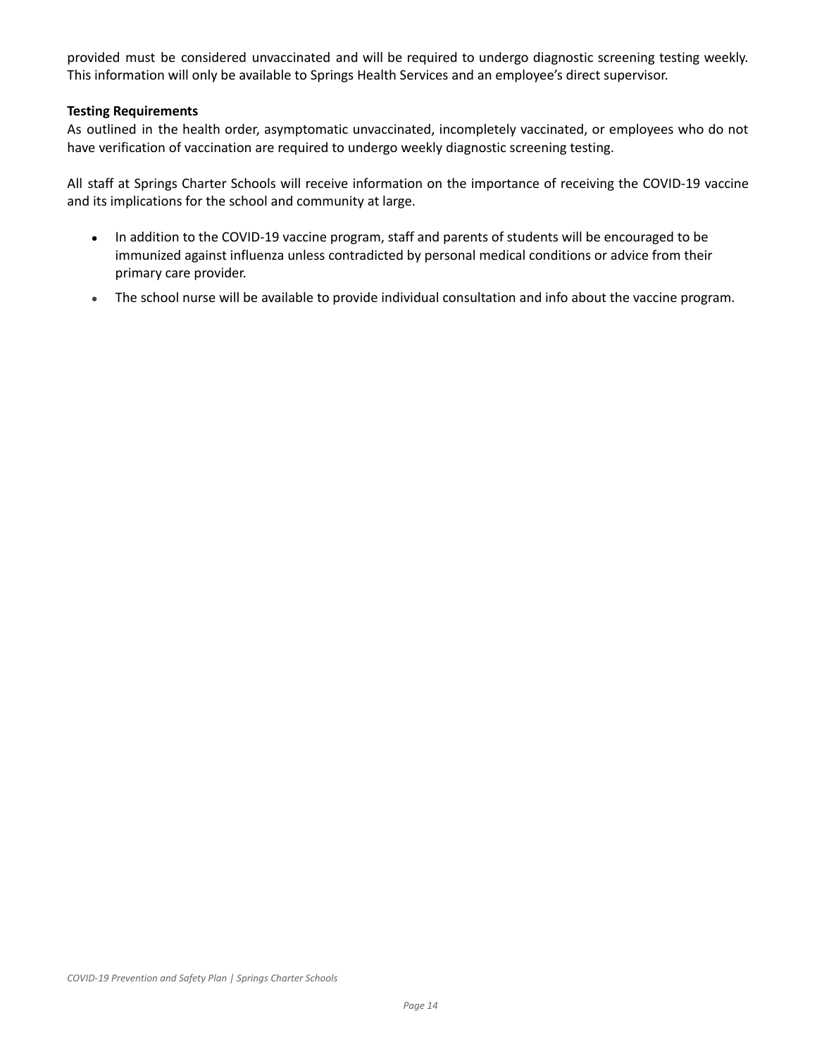provided must be considered unvaccinated and will be required to undergo diagnostic screening testing weekly. This information will only be available to Springs Health Services and an employee's direct supervisor.

**Testing Requirements**

As outlined in the health order, asymptomatic unvaccinated, incompletely vaccinated, or employees who do not have verification of vaccination are required to undergo weekly diagnostic screening testing.

All staff at Springs Charter Schools will receive information on the importance of receiving the COVID-19 vaccine and its implications for the school and community at large.

- In addition to the COVID-19 vaccine program, staff and parents of students will be encouraged to be immunized against influenza unless contradicted by personal medical conditions or advice from their primary care provider.
- The school nurse will be available to provide individual consultation and info about the vaccine program.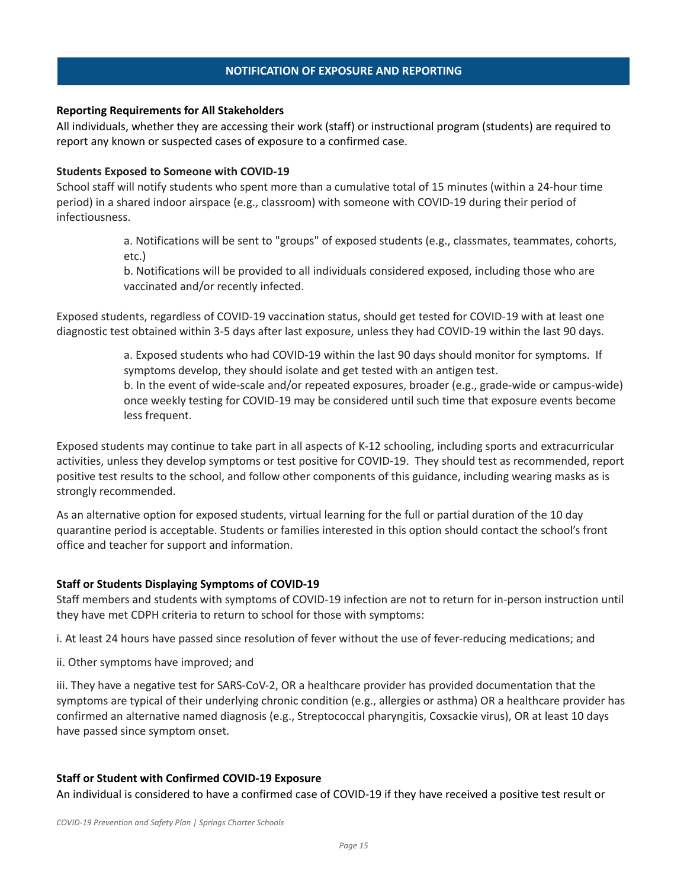## NOTIFICATION OF EXPOSURE AND REPORTING

**Reporting Requirements for All Stakeholders**

All individuals, whether they are accessing their work (staff) or instructional program (students) are required to report any known or suspected cases of exposure to a confirmed case.

**Students Exposed to Someone with COVID-19**

School staff will notify students who spent more than a cumulative total of 15 minutes (within a 24-hour time period) in a shared indoor airspace (e.g., classroom) with someone with COVID-19 during their period of infectiousness.

> a. Notifications will be sent to "groups" of exposed students (e.g., classmates, teammates, cohorts, etc.)
>
> b. Notifications will be provided to all individuals considered exposed, including those who are vaccinated and/or recently infected.

Exposed students, regardless of COVID-19 vaccination status, should get tested for COVID-19 with at least one diagnostic test obtained within 3-5 days after last exposure, unless they had COVID-19 within the last 90 days.

> a. Exposed students who had COVID-19 within the last 90 days should monitor for symptoms. If symptoms develop, they should isolate and get tested with an antigen test.
>
> b. In the event of wide-scale and/or repeated exposures, broader (e.g., grade-wide or campus-wide) once weekly testing for COVID-19 may be considered until such time that exposure events become less frequent.

Exposed students may continue to take part in all aspects of K-12 schooling, including sports and extracurricular activities, unless they develop symptoms or test positive for COVID-19. They should test as recommended, report positive test results to the school, and follow other components of this guidance, including wearing masks as is strongly recommended.

As an alternative option for exposed students, virtual learning for the full or partial duration of the 10 day quarantine period is acceptable. Students or families interested in this option should contact the school's front office and teacher for support and information.

**Staff or Students Displaying Symptoms of COVID-19**

Staff members and students with symptoms of COVID-19 infection are not to return for in-person instruction until they have met CDPH criteria to return to school for those with symptoms:

i. At least 24 hours have passed since resolution of fever without the use of fever-reducing medications; and

ii. Other symptoms have improved; and

iii. They have a negative test for SARS-CoV-2, OR a healthcare provider has provided documentation that the symptoms are typical of their underlying chronic condition (e.g., allergies or asthma) OR a healthcare provider has confirmed an alternative named diagnosis (e.g., Streptococcal pharyngitis, Coxsackie virus), OR at least 10 days have passed since symptom onset.

**Staff or Student with Confirmed COVID-19 Exposure**

An individual is considered to have a confirmed case of COVID-19 if they have received a positive test result or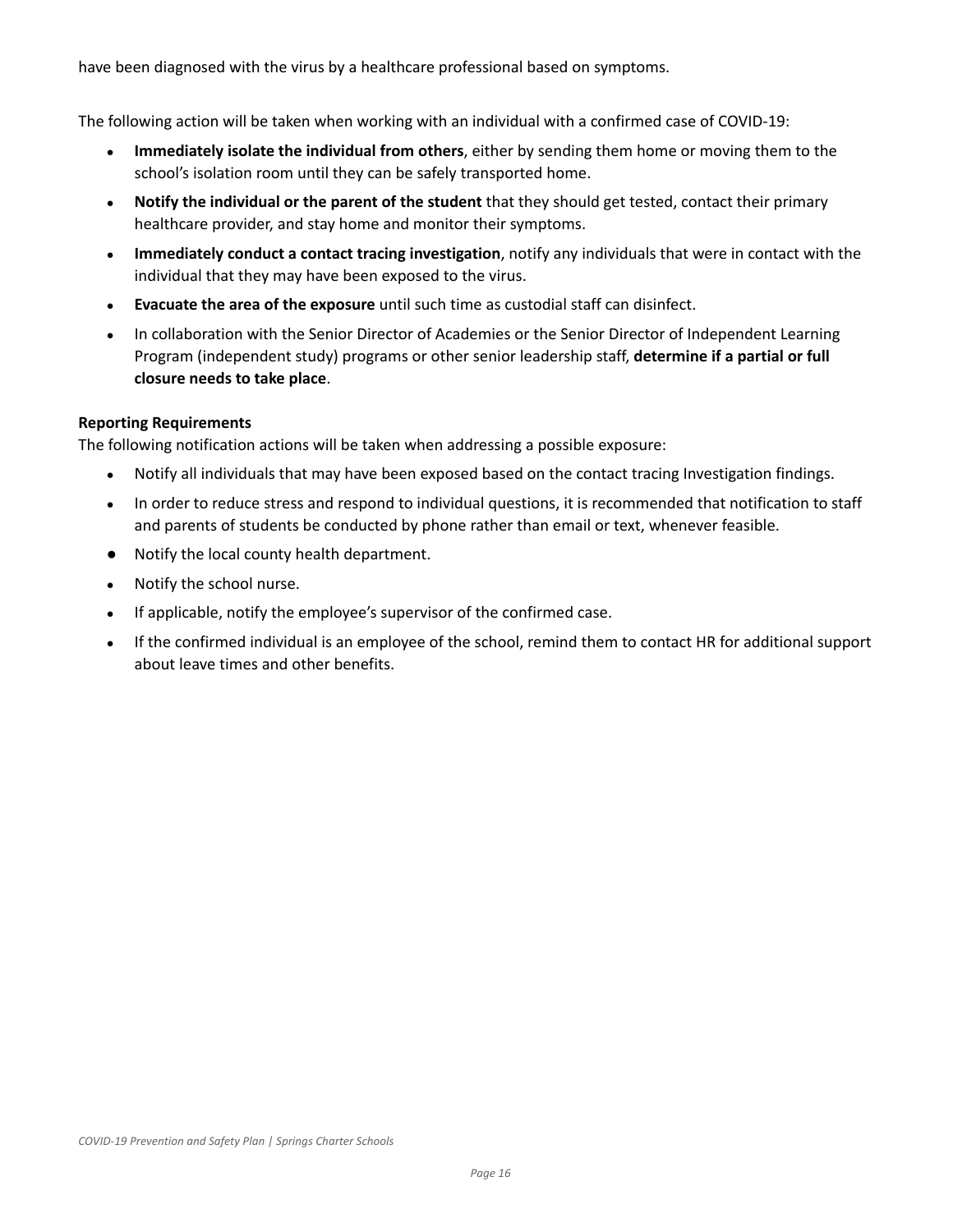have been diagnosed with the virus by a healthcare professional based on symptoms.

The following action will be taken when working with an individual with a confirmed case of COVID-19:

- **Immediately isolate the individual from others**, either by sending them home or moving them to the school's isolation room until they can be safely transported home.
- **Notify the individual or the parent of the student** that they should get tested, contact their primary healthcare provider, and stay home and monitor their symptoms.
- **Immediately conduct a contact tracing investigation**, notify any individuals that were in contact with the individual that they may have been exposed to the virus.
- **Evacuate the area of the exposure** until such time as custodial staff can disinfect.
- In collaboration with the Senior Director of Academies or the Senior Director of Independent Learning Program (independent study) programs or other senior leadership staff, **determine if a partial or full closure needs to take place**.

**Reporting Requirements**

The following notification actions will be taken when addressing a possible exposure:

- Notify all individuals that may have been exposed based on the contact tracing Investigation findings.
- In order to reduce stress and respond to individual questions, it is recommended that notification to staff and parents of students be conducted by phone rather than email or text, whenever feasible.
- Notify the local county health department.
- Notify the school nurse.
- If applicable, notify the employee's supervisor of the confirmed case.
- If the confirmed individual is an employee of the school, remind them to contact HR for additional support about leave times and other benefits.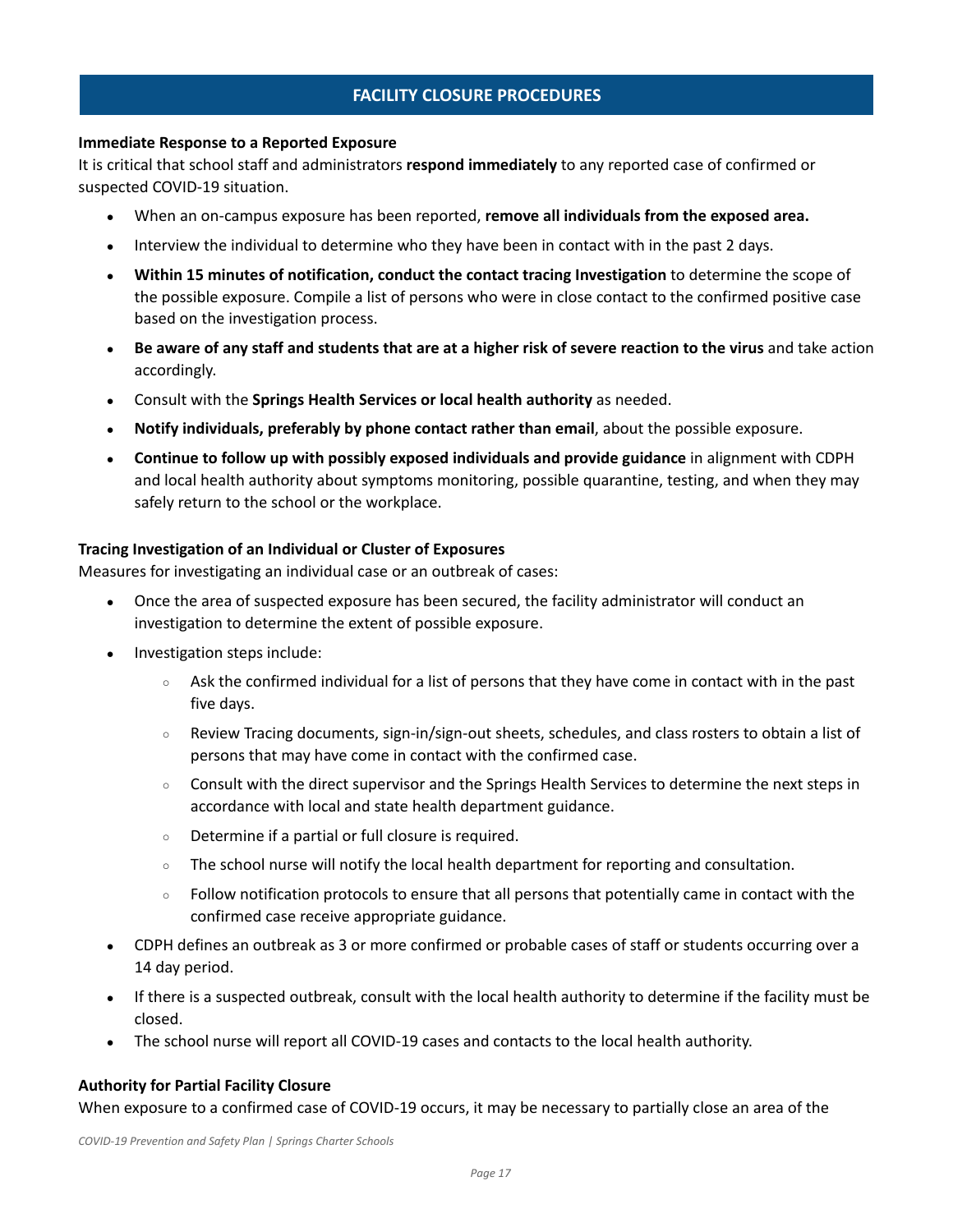## FACILITY CLOSURE PROCEDURES

**Immediate Response to a Reported Exposure**

It is critical that school staff and administrators **respond immediately** to any reported case of confirmed or suspected COVID-19 situation.

- When an on-campus exposure has been reported, **remove all individuals from the exposed area.**
- Interview the individual to determine who they have been in contact with in the past 2 days.
- **Within 15 minutes of notification, conduct the contact tracing Investigation** to determine the scope of the possible exposure. Compile a list of persons who were in close contact to the confirmed positive case based on the investigation process.
- **Be aware of any staff and students that are at a higher risk of severe reaction to the virus** and take action accordingly.
- Consult with the **Springs Health Services or local health authority** as needed.
- **Notify individuals, preferably by phone contact rather than email**, about the possible exposure.
- **Continue to follow up with possibly exposed individuals and provide guidance** in alignment with CDPH and local health authority about symptoms monitoring, possible quarantine, testing, and when they may safely return to the school or the workplace.

**Tracing Investigation of an Individual or Cluster of Exposures**

Measures for investigating an individual case or an outbreak of cases:

- Once the area of suspected exposure has been secured, the facility administrator will conduct an investigation to determine the extent of possible exposure.
- Investigation steps include:
  - Ask the confirmed individual for a list of persons that they have come in contact with in the past five days.
  - Review Tracing documents, sign-in/sign-out sheets, schedules, and class rosters to obtain a list of persons that may have come in contact with the confirmed case.
  - Consult with the direct supervisor and the Springs Health Services to determine the next steps in accordance with local and state health department guidance.
  - Determine if a partial or full closure is required.
  - The school nurse will notify the local health department for reporting and consultation.
  - Follow notification protocols to ensure that all persons that potentially came in contact with the confirmed case receive appropriate guidance.
- CDPH defines an outbreak as 3 or more confirmed or probable cases of staff or students occurring over a 14 day period.
- If there is a suspected outbreak, consult with the local health authority to determine if the facility must be closed.
- The school nurse will report all COVID-19 cases and contacts to the local health authority.

**Authority for Partial Facility Closure**

When exposure to a confirmed case of COVID-19 occurs, it may be necessary to partially close an area of the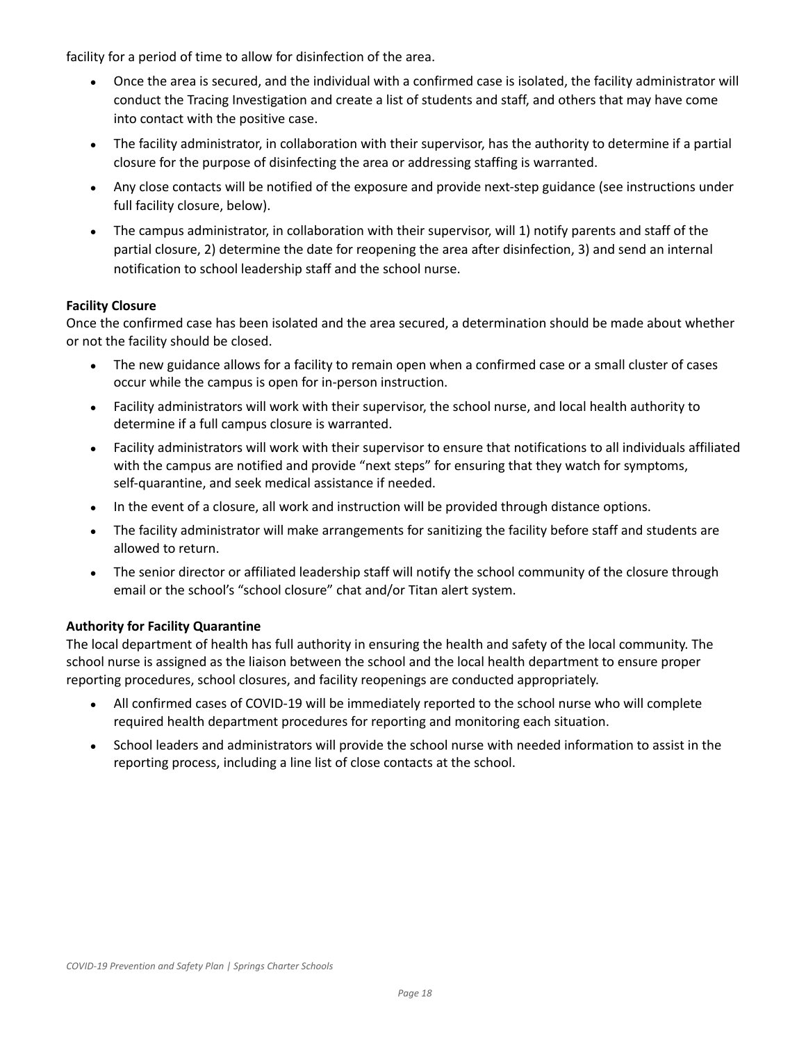facility for a period of time to allow for disinfection of the area.

- Once the area is secured, and the individual with a confirmed case is isolated, the facility administrator will conduct the Tracing Investigation and create a list of students and staff, and others that may have come into contact with the positive case.
- The facility administrator, in collaboration with their supervisor, has the authority to determine if a partial closure for the purpose of disinfecting the area or addressing staffing is warranted.
- Any close contacts will be notified of the exposure and provide next-step guidance (see instructions under full facility closure, below).
- The campus administrator, in collaboration with their supervisor, will 1) notify parents and staff of the partial closure, 2) determine the date for reopening the area after disinfection, 3) and send an internal notification to school leadership staff and the school nurse.

**Facility Closure**

Once the confirmed case has been isolated and the area secured, a determination should be made about whether or not the facility should be closed.

- The new guidance allows for a facility to remain open when a confirmed case or a small cluster of cases occur while the campus is open for in-person instruction.
- Facility administrators will work with their supervisor, the school nurse, and local health authority to determine if a full campus closure is warranted.
- Facility administrators will work with their supervisor to ensure that notifications to all individuals affiliated with the campus are notified and provide "next steps" for ensuring that they watch for symptoms, self-quarantine, and seek medical assistance if needed.
- In the event of a closure, all work and instruction will be provided through distance options.
- The facility administrator will make arrangements for sanitizing the facility before staff and students are allowed to return.
- The senior director or affiliated leadership staff will notify the school community of the closure through email or the school's "school closure" chat and/or Titan alert system.

**Authority for Facility Quarantine**

The local department of health has full authority in ensuring the health and safety of the local community. The school nurse is assigned as the liaison between the school and the local health department to ensure proper reporting procedures, school closures, and facility reopenings are conducted appropriately.

- All confirmed cases of COVID-19 will be immediately reported to the school nurse who will complete required health department procedures for reporting and monitoring each situation.
- School leaders and administrators will provide the school nurse with needed information to assist in the reporting process, including a line list of close contacts at the school.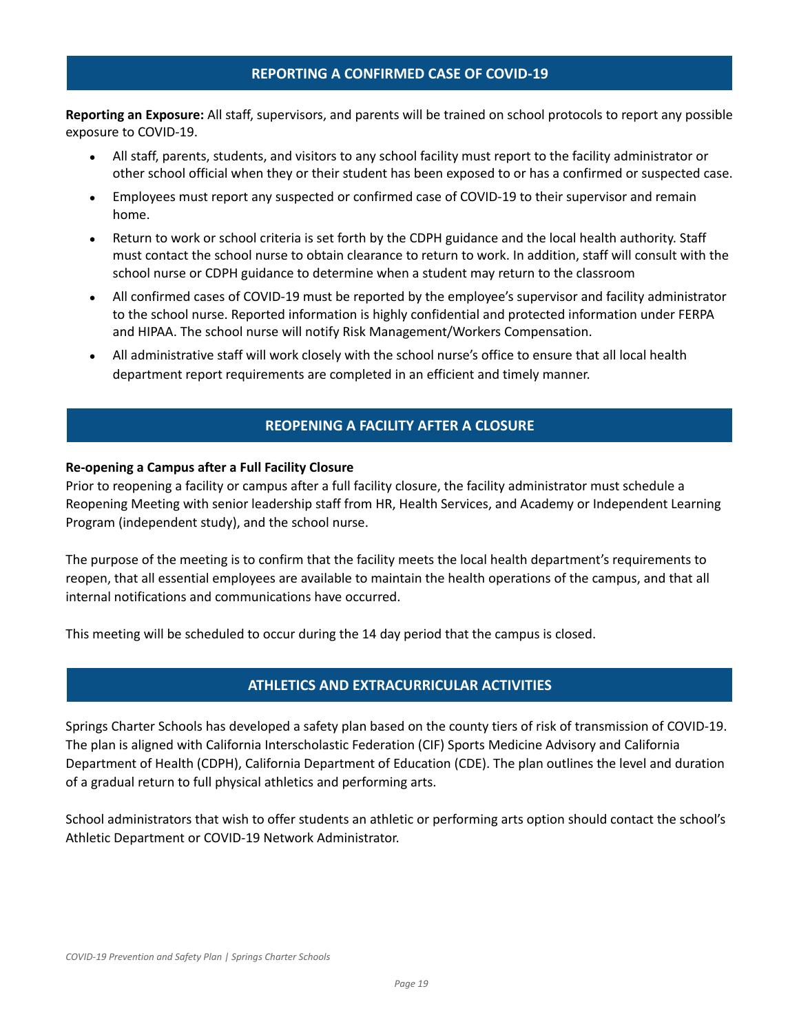## REPORTING A CONFIRMED CASE OF COVID-19

**Reporting an Exposure:** All staff, supervisors, and parents will be trained on school protocols to report any possible exposure to COVID-19.

- All staff, parents, students, and visitors to any school facility must report to the facility administrator or other school official when they or their student has been exposed to or has a confirmed or suspected case.
- Employees must report any suspected or confirmed case of COVID-19 to their supervisor and remain home.
- Return to work or school criteria is set forth by the CDPH guidance and the local health authority. Staff must contact the school nurse to obtain clearance to return to work. In addition, staff will consult with the school nurse or CDPH guidance to determine when a student may return to the classroom
- All confirmed cases of COVID-19 must be reported by the employee's supervisor and facility administrator to the school nurse. Reported information is highly confidential and protected information under FERPA and HIPAA. The school nurse will notify Risk Management/Workers Compensation.
- All administrative staff will work closely with the school nurse's office to ensure that all local health department report requirements are completed in an efficient and timely manner.

## REOPENING A FACILITY AFTER A CLOSURE

**Re-opening a Campus after a Full Facility Closure**

Prior to reopening a facility or campus after a full facility closure, the facility administrator must schedule a Reopening Meeting with senior leadership staff from HR, Health Services, and Academy or Independent Learning Program (independent study), and the school nurse.

The purpose of the meeting is to confirm that the facility meets the local health department's requirements to reopen, that all essential employees are available to maintain the health operations of the campus, and that all internal notifications and communications have occurred.

This meeting will be scheduled to occur during the 14 day period that the campus is closed.

## ATHLETICS AND EXTRACURRICULAR ACTIVITIES

Springs Charter Schools has developed a safety plan based on the county tiers of risk of transmission of COVID-19. The plan is aligned with California Interscholastic Federation (CIF) Sports Medicine Advisory and California Department of Health (CDPH), California Department of Education (CDE). The plan outlines the level and duration of a gradual return to full physical athletics and performing arts.

School administrators that wish to offer students an athletic or performing arts option should contact the school's Athletic Department or COVID-19 Network Administrator.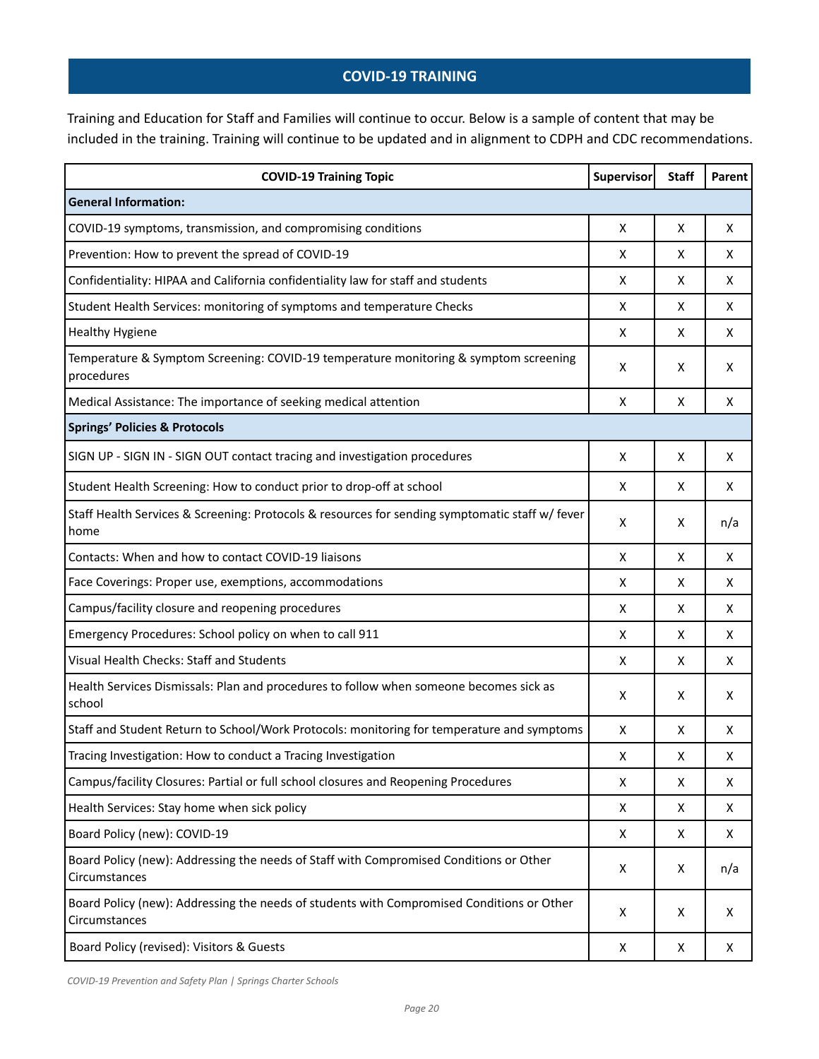## COVID-19 TRAINING

Training and Education for Staff and Families will continue to occur. Below is a sample of content that may be included in the training. Training will continue to be updated and in alignment to CDPH and CDC recommendations.

| COVID-19 Training Topic | Supervisor | Staff | Parent |
|---|---|---|---|
| **General Information:** | | | |
| COVID-19 symptoms, transmission, and compromising conditions | X | X | X |
| Prevention: How to prevent the spread of COVID-19 | X | X | X |
| Confidentiality: HIPAA and California confidentiality law for staff and students | X | X | X |
| Student Health Services: monitoring of symptoms and temperature Checks | X | X | X |
| Healthy Hygiene | X | X | X |
| Temperature & Symptom Screening: COVID-19 temperature monitoring & symptom screening procedures | X | X | X |
| Medical Assistance: The importance of seeking medical attention | X | X | X |
| **Springs' Policies & Protocols** | | | |
| SIGN UP - SIGN IN - SIGN OUT contact tracing and investigation procedures | X | X | X |
| Student Health Screening: How to conduct prior to drop-off at school | X | X | X |
| Staff Health Services & Screening: Protocols & resources for sending symptomatic staff w/ fever home | X | X | n/a |
| Contacts: When and how to contact COVID-19 liaisons | X | X | X |
| Face Coverings: Proper use, exemptions, accommodations | X | X | X |
| Campus/facility closure and reopening procedures | X | X | X |
| Emergency Procedures: School policy on when to call 911 | X | X | X |
| Visual Health Checks: Staff and Students | X | X | X |
| Health Services Dismissals: Plan and procedures to follow when someone becomes sick as school | X | X | X |
| Staff and Student Return to School/Work Protocols: monitoring for temperature and symptoms | X | X | X |
| Tracing Investigation: How to conduct a Tracing Investigation | X | X | X |
| Campus/facility Closures: Partial or full school closures and Reopening Procedures | X | X | X |
| Health Services: Stay home when sick policy | X | X | X |
| Board Policy (new): COVID-19 | X | X | X |
| Board Policy (new): Addressing the needs of Staff with Compromised Conditions or Other Circumstances | X | X | n/a |
| Board Policy (new): Addressing the needs of students with Compromised Conditions or Other Circumstances | X | X | X |
| Board Policy (revised): Visitors & Guests | X | X | X |